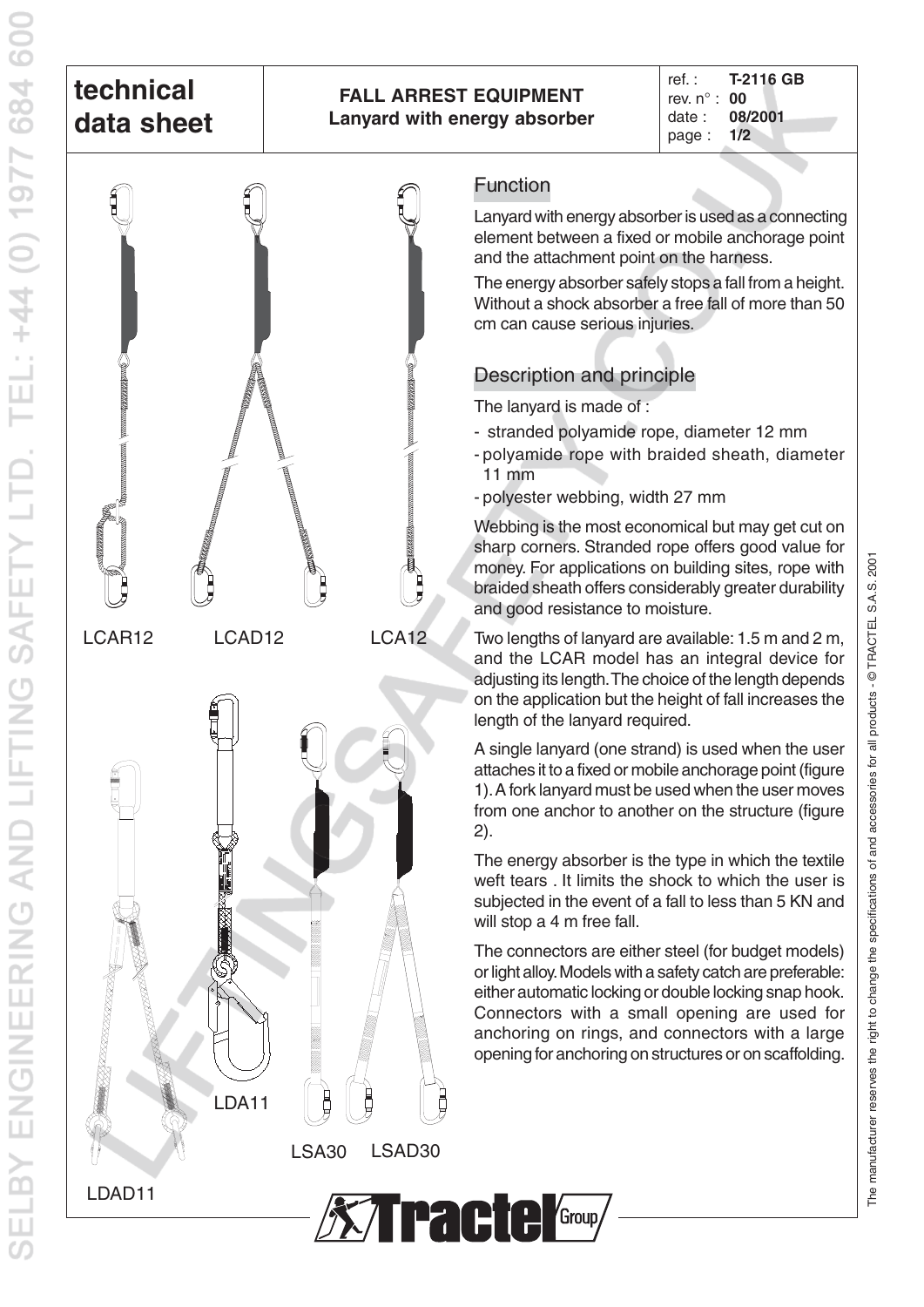# technical data sheet

## FALL ARREST EQUIPMENT
**Lanyard with energy absorber**

ref. : **T-2116 GB**
rev. n° : **00**
date : **08/2001**
page : **1/2**

LCAR12 LCAD12 LCA12

LDA11

LSA30 LSAD30

LDAD11

## Function

Lanyard with energy absorber is used as a connecting element between a fixed or mobile anchorage point and the attachment point on the harness.

The energy absorber safely stops a fall from a height. Without a shock absorber a free fall of more than 50 cm can cause serious injuries.

## Description and principle

The lanyard is made of :

- stranded polyamide rope, diameter 12 mm
- polyamide rope with braided sheath, diameter 11 mm
- polyester webbing, width 27 mm

Webbing is the most economical but may get cut on sharp corners. Stranded rope offers good value for money. For applications on building sites, rope with braided sheath offers considerably greater durability and good resistance to moisture.

Two lengths of lanyard are available: 1.5 m and 2 m, and the LCAR model has an integral device for adjusting its length. The choice of the length depends on the application but the height of fall increases the length of the lanyard required.

A single lanyard (one strand) is used when the user attaches it to a fixed or mobile anchorage point (figure 1). A fork lanyard must be used when the user moves from one anchor to another on the structure (figure 2).

The energy absorber is the type in which the textile weft tears . It limits the shock to which the user is subjected in the event of a fall to less than 5 KN and will stop a 4 m free fall.

The connectors are either steel (for budget models) or light alloy. Models with a safety catch are preferable: either automatic locking or double locking snap hook. Connectors with a small opening are used for anchoring on rings, and connectors with a large opening for anchoring on structures or on scaffolding.

The manufacturer reserves the right to change the specifications of and accessories for all products - © TRACTEL S.A.S. 2001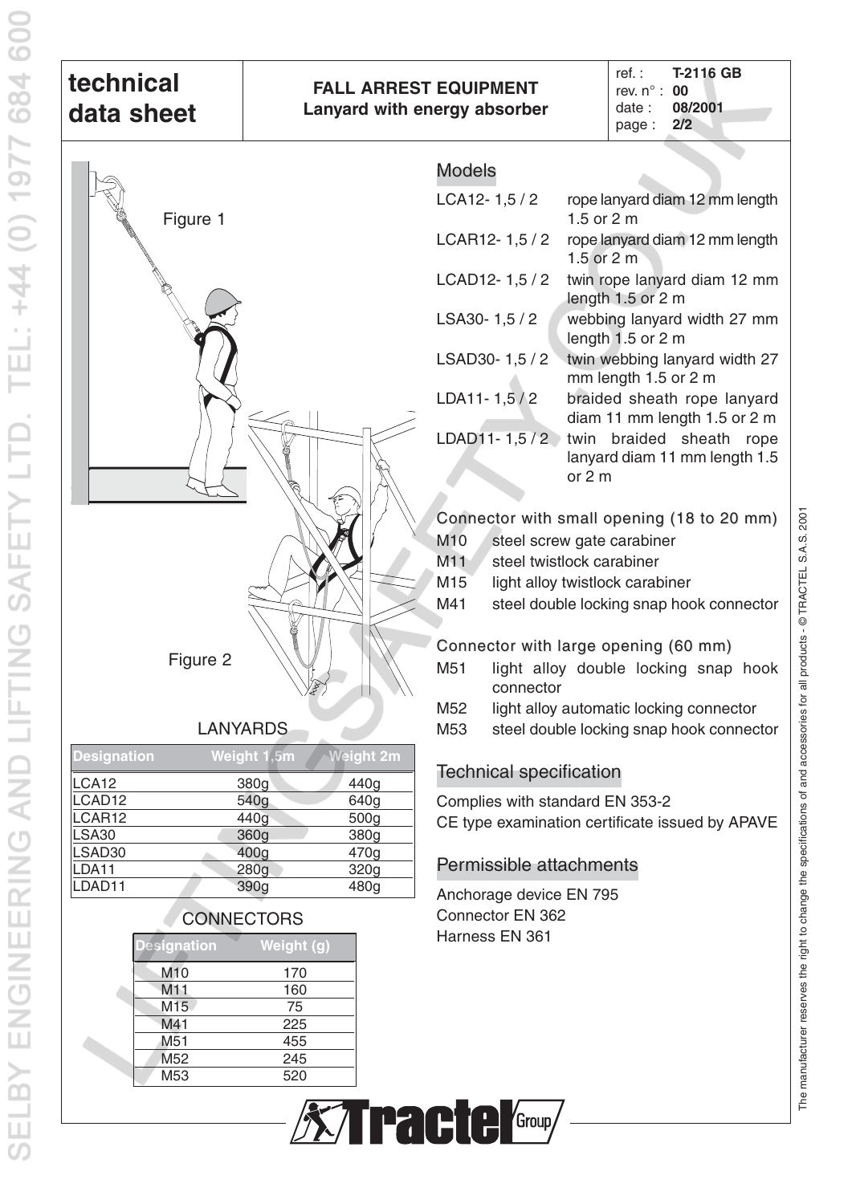# technical data sheet

**FALL ARREST EQUIPMENT**
**Lanyard with energy absorber**

ref. : **T-2116 GB**
rev. n° : **00**
date : **08/2001**
page : **2/2**

Figure 1

Figure 2

## LANYARDS

| Designation | Weight 1,5m | Weight 2m |
|---|---|---|
| LCA12 | 380g | 440g |
| LCAD12 | 540g | 640g |
| LCAR12 | 440g | 500g |
| LSA30 | 360g | 380g |
| LSAD30 | 400g | 470g |
| LDA11 | 280g | 320g |
| LDAD11 | 390g | 480g |

## CONNECTORS

| Designation | Weight (g) |
|---|---|
| M10 | 170 |
| M11 | 160 |
| M15 | 75 |
| M41 | 225 |
| M51 | 455 |
| M52 | 245 |
| M53 | 520 |

## Models

| | |
|---|---|
| LCA12- 1,5 / 2 | rope lanyard diam 12 mm length 1.5 or 2 m |
| LCAR12- 1,5 / 2 | rope lanyard diam 12 mm length 1.5 or 2 m |
| LCAD12- 1,5 / 2 | twin rope lanyard diam 12 mm length 1.5 or 2 m |
| LSA30- 1,5 / 2 | webbing lanyard width 27 mm length 1.5 or 2 m |
| LSAD30- 1,5 / 2 | twin webbing lanyard width 27 mm length 1.5 or 2 m |
| LDA11- 1,5 / 2 | braided sheath rope lanyard diam 11 mm length 1.5 or 2 m |
| LDAD11- 1,5 / 2 | twin braided sheath rope lanyard diam 11 mm length 1.5 or 2 m |

Connector with small opening (18 to 20 mm)

- M10 steel screw gate carabiner
- M11 steel twistlock carabiner
- M15 light alloy twistlock carabiner
- M41 steel double locking snap hook connector

Connector with large opening (60 mm)

- M51 light alloy double locking snap hook connector
- M52 light alloy automatic locking connector
- M53 steel double locking snap hook connector

## Technical specification

Complies with standard EN 353-2
CE type examination certificate issued by APAVE

## Permissible attachments

Anchorage device EN 795
Connector EN 362
Harness EN 361

The manufacturer reserves the right to change the specifications of and accessories for all products - © TRACTEL S.A.S. 2001

Tractel Group